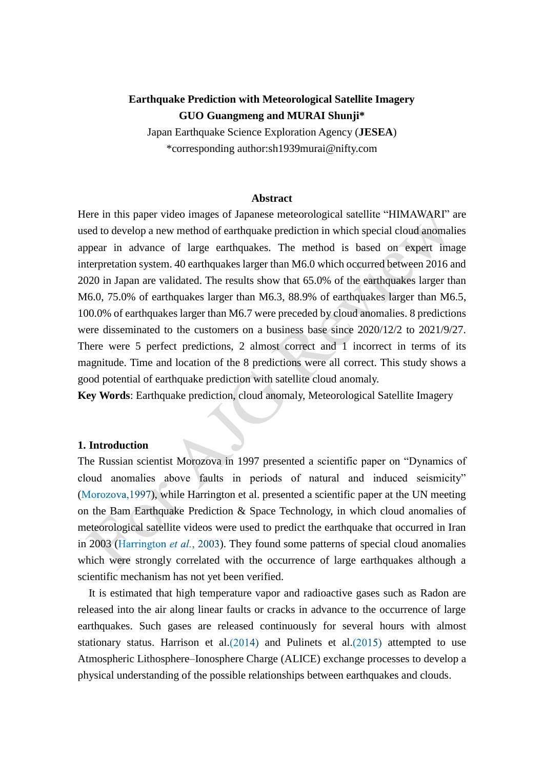# Earthquake Prediction with Meteorological Satellite Imagery

**GUO Guangmeng and MURAI Shunji***

Japan Earthquake Science Exploration Agency (**JESEA**)

*corresponding author:sh1939murai@nifty.com

## Abstract

Here in this paper video images of Japanese meteorological satellite "HIMAWARI" are used to develop a new method of earthquake prediction in which special cloud anomalies appear in advance of large earthquakes. The method is based on expert image interpretation system. 40 earthquakes larger than M6.0 which occurred between 2016 and 2020 in Japan are validated. The results show that 65.0% of the earthquakes larger than M6.0, 75.0% of earthquakes larger than M6.3, 88.9% of earthquakes larger than M6.5, 100.0% of earthquakes larger than M6.7 were preceded by cloud anomalies. 8 predictions were disseminated to the customers on a business base since 2020/12/2 to 2021/9/27. There were 5 perfect predictions, 2 almost correct and 1 incorrect in terms of its magnitude. Time and location of the 8 predictions were all correct. This study shows a good potential of earthquake prediction with satellite cloud anomaly.

**Key Words**: Earthquake prediction, cloud anomaly, Meteorological Satellite Imagery

## 1. Introduction

The Russian scientist Morozova in 1997 presented a scientific paper on "Dynamics of cloud anomalies above faults in periods of natural and induced seismicity" (Morozova,1997), while Harrington et al. presented a scientific paper at the UN meeting on the Bam Earthquake Prediction & Space Technology, in which cloud anomalies of meteorological satellite videos were used to predict the earthquake that occurred in Iran in 2003 (Harrington *et al.*, 2003). They found some patterns of special cloud anomalies which were strongly correlated with the occurrence of large earthquakes although a scientific mechanism has not yet been verified.

It is estimated that high temperature vapor and radioactive gases such as Radon are released into the air along linear faults or cracks in advance to the occurrence of large earthquakes. Such gases are released continuously for several hours with almost stationary status. Harrison et al.(2014) and Pulinets et al.(2015) attempted to use Atmospheric Lithosphere–Ionosphere Charge (ALICE) exchange processes to develop a physical understanding of the possible relationships between earthquakes and clouds.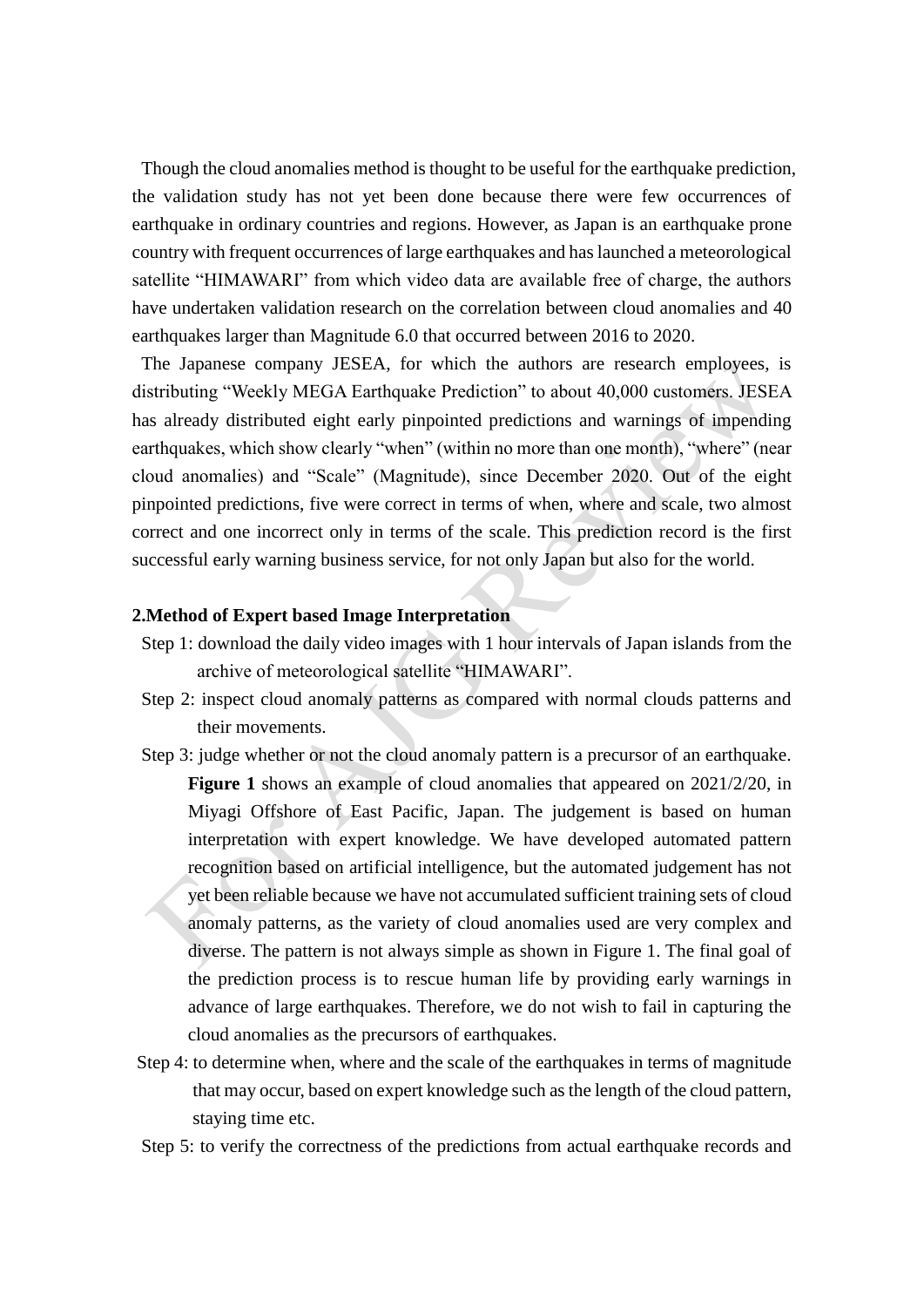Though the cloud anomalies method is thought to be useful for the earthquake prediction, the validation study has not yet been done because there were few occurrences of earthquake in ordinary countries and regions. However, as Japan is an earthquake prone country with frequent occurrences of large earthquakes and has launched a meteorological satellite "HIMAWARI" from which video data are available free of charge, the authors have undertaken validation research on the correlation between cloud anomalies and 40 earthquakes larger than Magnitude 6.0 that occurred between 2016 to 2020.

The Japanese company JESEA, for which the authors are research employees, is distributing "Weekly MEGA Earthquake Prediction" to about 40,000 customers. JESEA has already distributed eight early pinpointed predictions and warnings of impending earthquakes, which show clearly "when" (within no more than one month), "where" (near cloud anomalies) and "Scale" (Magnitude), since December 2020. Out of the eight pinpointed predictions, five were correct in terms of when, where and scale, two almost correct and one incorrect only in terms of the scale. This prediction record is the first successful early warning business service, for not only Japan but also for the world.

## 2.Method of Expert based Image Interpretation

Step 1: download the daily video images with 1 hour intervals of Japan islands from the archive of meteorological satellite "HIMAWARI".

Step 2: inspect cloud anomaly patterns as compared with normal clouds patterns and their movements.

Step 3: judge whether or not the cloud anomaly pattern is a precursor of an earthquake. **Figure 1** shows an example of cloud anomalies that appeared on 2021/2/20, in Miyagi Offshore of East Pacific, Japan. The judgement is based on human interpretation with expert knowledge. We have developed automated pattern recognition based on artificial intelligence, but the automated judgement has not yet been reliable because we have not accumulated sufficient training sets of cloud anomaly patterns, as the variety of cloud anomalies used are very complex and diverse. The pattern is not always simple as shown in Figure 1. The final goal of the prediction process is to rescue human life by providing early warnings in advance of large earthquakes. Therefore, we do not wish to fail in capturing the cloud anomalies as the precursors of earthquakes.

Step 4: to determine when, where and the scale of the earthquakes in terms of magnitude that may occur, based on expert knowledge such as the length of the cloud pattern, staying time etc.

Step 5: to verify the correctness of the predictions from actual earthquake records and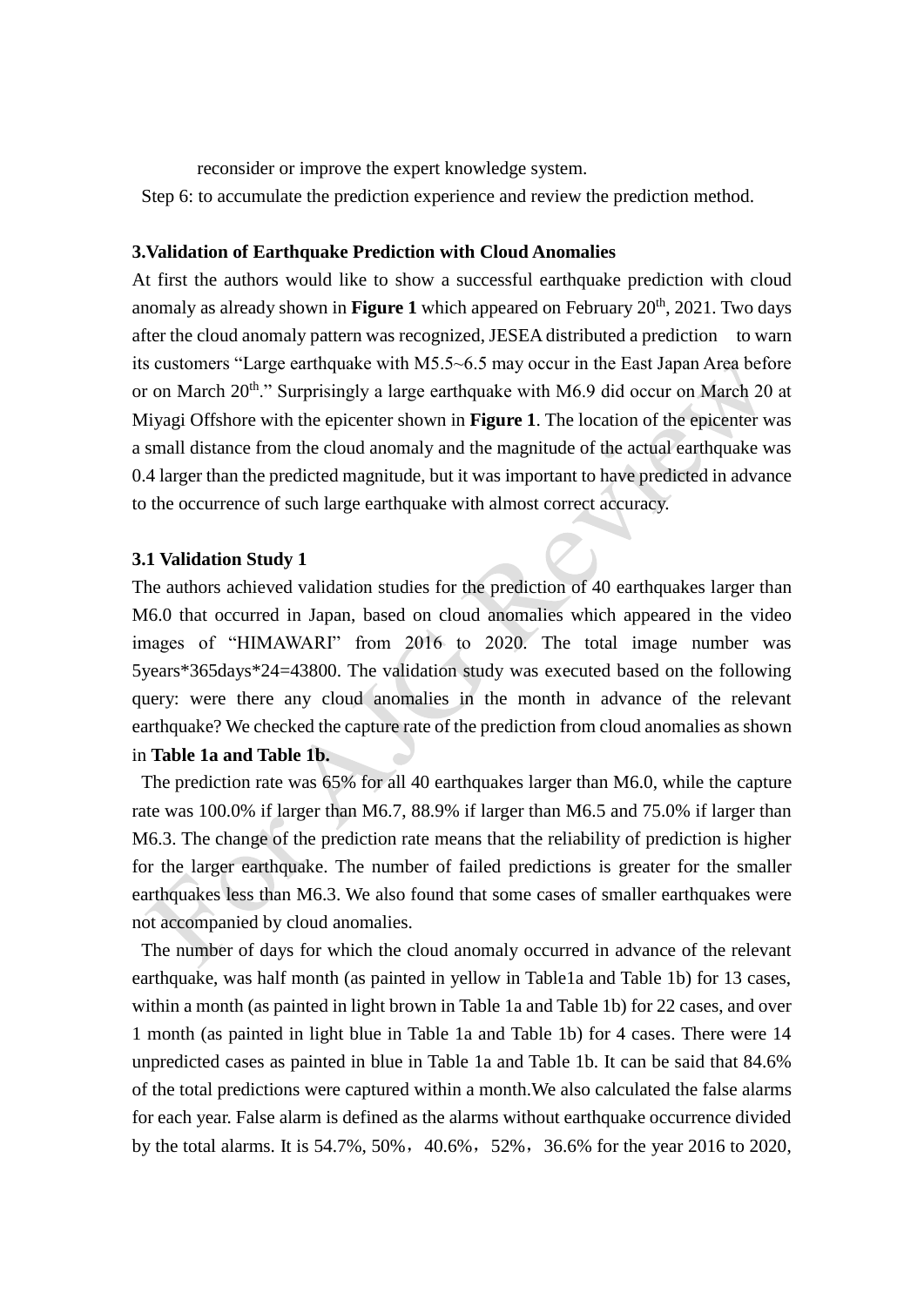reconsider or improve the expert knowledge system.

Step 6: to accumulate the prediction experience and review the prediction method.

### 3.Validation of Earthquake Prediction with Cloud Anomalies

At first the authors would like to show a successful earthquake prediction with cloud anomaly as already shown in **Figure 1** which appeared on February 20th, 2021. Two days after the cloud anomaly pattern was recognized, JESEA distributed a prediction to warn its customers "Large earthquake with M5.5~6.5 may occur in the East Japan Area before or on March 20th." Surprisingly a large earthquake with M6.9 did occur on March 20 at Miyagi Offshore with the epicenter shown in **Figure 1**. The location of the epicenter was a small distance from the cloud anomaly and the magnitude of the actual earthquake was 0.4 larger than the predicted magnitude, but it was important to have predicted in advance to the occurrence of such large earthquake with almost correct accuracy.

### 3.1 Validation Study 1

The authors achieved validation studies for the prediction of 40 earthquakes larger than M6.0 that occurred in Japan, based on cloud anomalies which appeared in the video images of "HIMAWARI" from 2016 to 2020. The total image number was 5years*365days*24=43800. The validation study was executed based on the following query: were there any cloud anomalies in the month in advance of the relevant earthquake? We checked the capture rate of the prediction from cloud anomalies as shown in **Table 1a and Table 1b.**

The prediction rate was 65% for all 40 earthquakes larger than M6.0, while the capture rate was 100.0% if larger than M6.7, 88.9% if larger than M6.5 and 75.0% if larger than M6.3. The change of the prediction rate means that the reliability of prediction is higher for the larger earthquake. The number of failed predictions is greater for the smaller earthquakes less than M6.3. We also found that some cases of smaller earthquakes were not accompanied by cloud anomalies.

The number of days for which the cloud anomaly occurred in advance of the relevant earthquake, was half month (as painted in yellow in Table1a and Table 1b) for 13 cases, within a month (as painted in light brown in Table 1a and Table 1b) for 22 cases, and over 1 month (as painted in light blue in Table 1a and Table 1b) for 4 cases. There were 14 unpredicted cases as painted in blue in Table 1a and Table 1b. It can be said that 84.6% of the total predictions were captured within a month.We also calculated the false alarms for each year. False alarm is defined as the alarms without earthquake occurrence divided by the total alarms. It is 54.7%, 50%，40.6%，52%，36.6% for the year 2016 to 2020,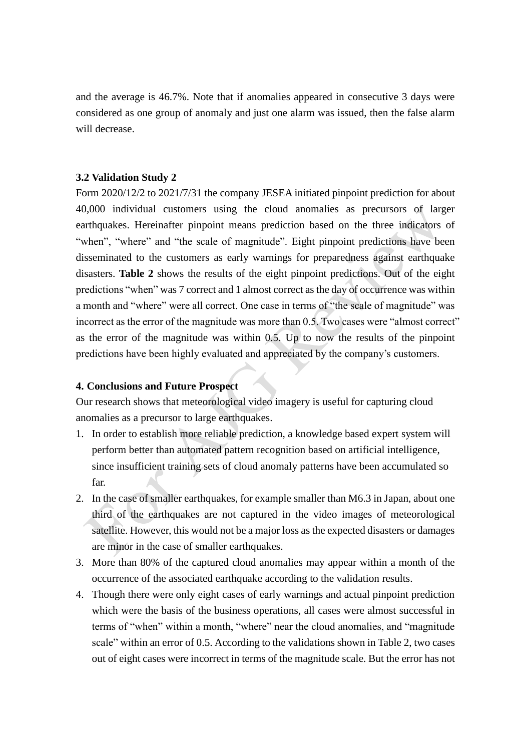and the average is 46.7%. Note that if anomalies appeared in consecutive 3 days were considered as one group of anomaly and just one alarm was issued, then the false alarm will decrease.

### 3.2 Validation Study 2

Form 2020/12/2 to 2021/7/31 the company JESEA initiated pinpoint prediction for about 40,000 individual customers using the cloud anomalies as precursors of larger earthquakes. Hereinafter pinpoint means prediction based on the three indicators of "when", "where" and "the scale of magnitude". Eight pinpoint predictions have been disseminated to the customers as early warnings for preparedness against earthquake disasters. **Table 2** shows the results of the eight pinpoint predictions. Out of the eight predictions "when" was 7 correct and 1 almost correct as the day of occurrence was within a month and "where" were all correct. One case in terms of "the scale of magnitude" was incorrect as the error of the magnitude was more than 0.5. Two cases were "almost correct" as the error of the magnitude was within 0.5. Up to now the results of the pinpoint predictions have been highly evaluated and appreciated by the company's customers.

## 4. Conclusions and Future Prospect

Our research shows that meteorological video imagery is useful for capturing cloud anomalies as a precursor to large earthquakes.

1. In order to establish more reliable prediction, a knowledge based expert system will perform better than automated pattern recognition based on artificial intelligence, since insufficient training sets of cloud anomaly patterns have been accumulated so far.
2. In the case of smaller earthquakes, for example smaller than M6.3 in Japan, about one third of the earthquakes are not captured in the video images of meteorological satellite. However, this would not be a major loss as the expected disasters or damages are minor in the case of smaller earthquakes.
3. More than 80% of the captured cloud anomalies may appear within a month of the occurrence of the associated earthquake according to the validation results.
4. Though there were only eight cases of early warnings and actual pinpoint prediction which were the basis of the business operations, all cases were almost successful in terms of "when" within a month, "where" near the cloud anomalies, and "magnitude scale" within an error of 0.5. According to the validations shown in Table 2, two cases out of eight cases were incorrect in terms of the magnitude scale. But the error has not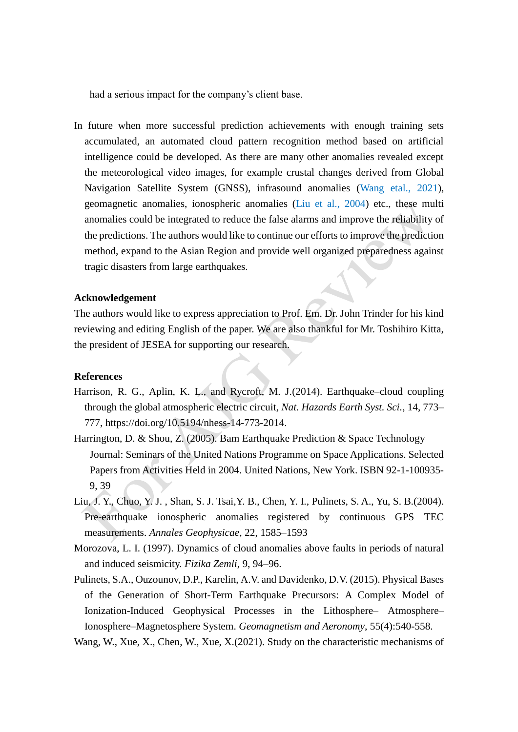had a serious impact for the company's client base.

In future when more successful prediction achievements with enough training sets accumulated, an automated cloud pattern recognition method based on artificial intelligence could be developed. As there are many other anomalies revealed except the meteorological video images, for example crustal changes derived from Global Navigation Satellite System (GNSS), infrasound anomalies (Wang etal., 2021), geomagnetic anomalies, ionospheric anomalies (Liu et al., 2004) etc., these multi anomalies could be integrated to reduce the false alarms and improve the reliability of the predictions. The authors would like to continue our efforts to improve the prediction method, expand to the Asian Region and provide well organized preparedness against tragic disasters from large earthquakes.

**Acknowledgement**

The authors would like to express appreciation to Prof. Em. Dr. John Trinder for his kind reviewing and editing English of the paper. We are also thankful for Mr. Toshihiro Kitta, the president of JESEA for supporting our research.

**References**

Harrison, R. G., Aplin, K. L., and Rycroft, M. J.(2014). Earthquake–cloud coupling through the global atmospheric electric circuit, *Nat. Hazards Earth Syst. Sci.*, 14, 773–777, https://doi.org/10.5194/nhess-14-773-2014.

Harrington, D. & Shou, Z. (2005). Bam Earthquake Prediction & Space Technology Journal: Seminars of the United Nations Programme on Space Applications. Selected Papers from Activities Held in 2004. United Nations, New York. ISBN 92-1-100935-9, 39

Liu, J. Y., Chuo, Y. J. , Shan, S. J. Tsai,Y. B., Chen, Y. I., Pulinets, S. A., Yu, S. B.(2004). Pre-earthquake ionospheric anomalies registered by continuous GPS TEC measurements. *Annales Geophysicae*, 22, 1585–1593

Morozova, L. I. (1997). Dynamics of cloud anomalies above faults in periods of natural and induced seismicity. *Fizika Zemli*, 9, 94–96.

Pulinets, S.A., Ouzounov, D.P., Karelin, A.V. and Davidenko, D.V. (2015). Physical Bases of the Generation of Short-Term Earthquake Precursors: A Complex Model of Ionization-Induced Geophysical Processes in the Lithosphere– Atmosphere–Ionosphere–Magnetosphere System. *Geomagnetism and Aeronomy*, 55(4):540-558.

Wang, W., Xue, X., Chen, W., Xue, X.(2021). Study on the characteristic mechanisms of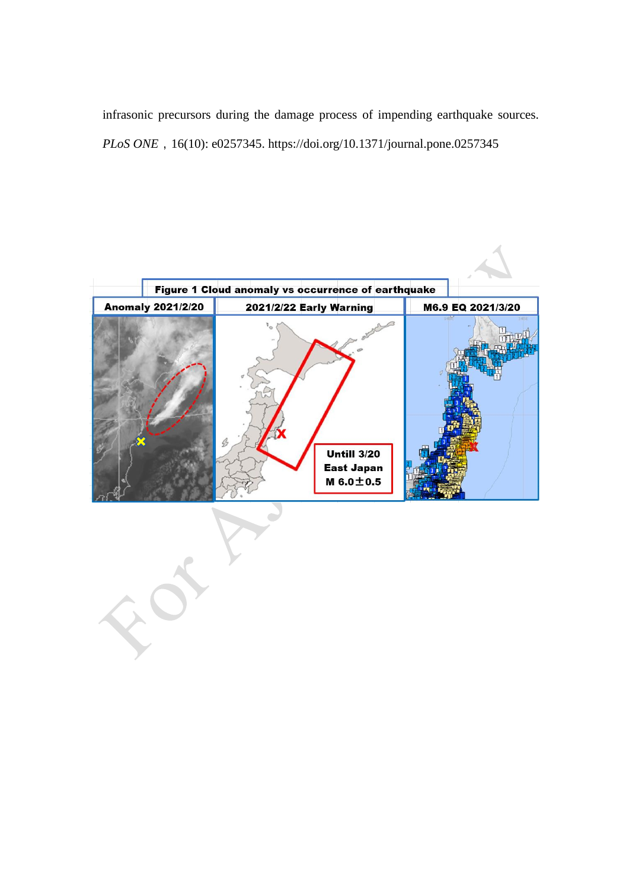infrasonic precursors during the damage process of impending earthquake sources. *PLoS ONE*，16(10): e0257345. https://doi.org/10.1371/journal.pone.0257345

**Figure 1 Cloud anomaly vs occurrence of earthquake**

| Anomaly 2021/2/20 | 2021/2/22 Early Warning | M6.9 EQ 2021/3/20 |
| --- | --- | --- |
| | Untill 3/20 East Japan M 6.0±0.5 | |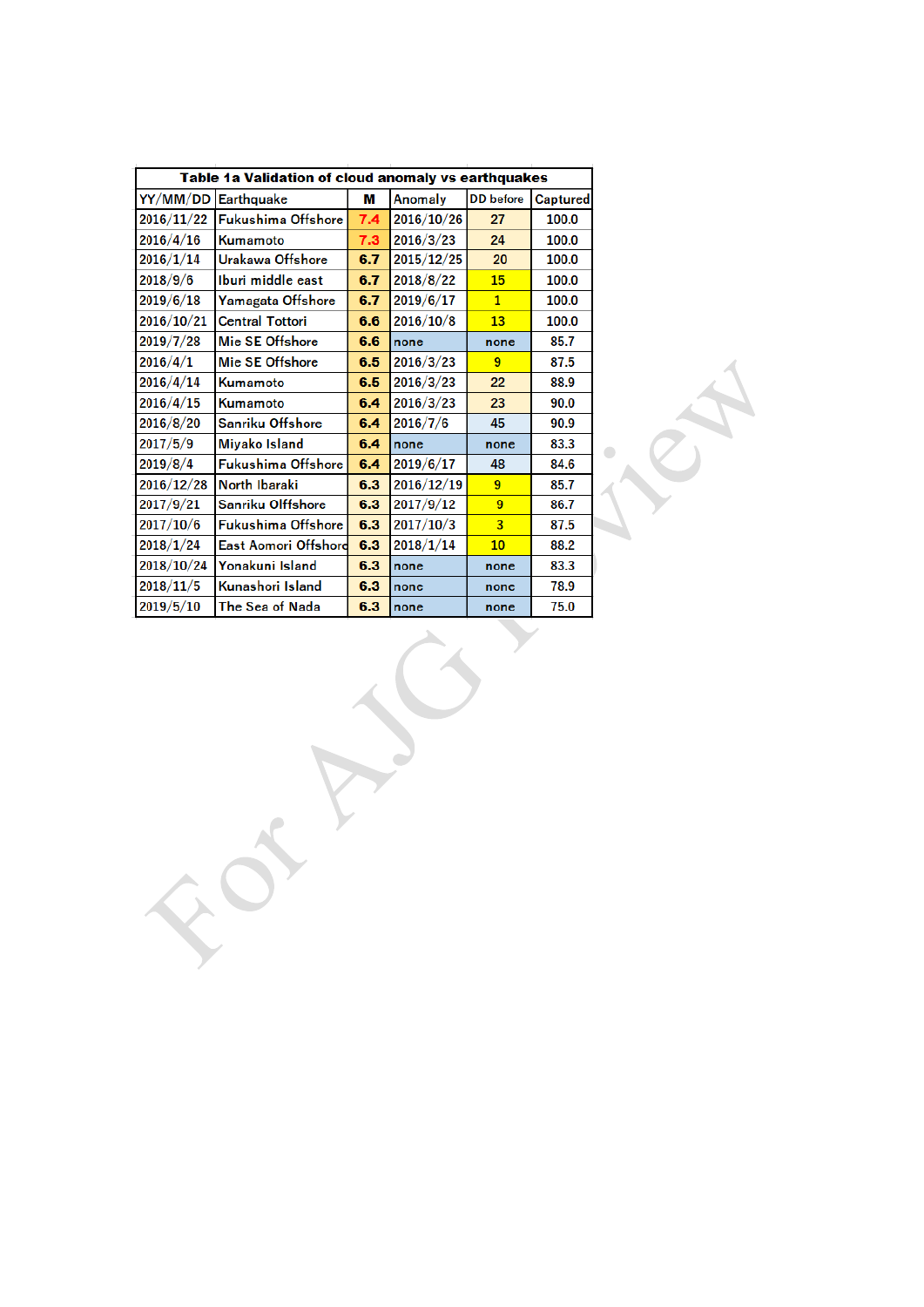| Table 1a Validation of cloud anomaly vs earthquakes | | | | | |
|---|---|---|---|---|---|
| YY/MM/DD | Earthquake | M | Anomaly | DD before | Captured |
| 2016/11/22 | Fukushima Offshore | 7.4 | 2016/10/26 | 27 | 100.0 |
| 2016/4/16 | Kumamoto | 7.3 | 2016/3/23 | 24 | 100.0 |
| 2016/1/14 | Urakawa Offshore | 6.7 | 2015/12/25 | 20 | 100.0 |
| 2018/9/6 | Iburi middle east | 6.7 | 2018/8/22 | 15 | 100.0 |
| 2019/6/18 | Yamagata Offshore | 6.7 | 2019/6/17 | 1 | 100.0 |
| 2016/10/21 | Central Tottori | 6.6 | 2016/10/8 | 13 | 100.0 |
| 2019/7/28 | Mie SE Offshore | 6.6 | none | none | 85.7 |
| 2016/4/1 | Mie SE Offshore | 6.5 | 2016/3/23 | 9 | 87.5 |
| 2016/4/14 | Kumamoto | 6.5 | 2016/3/23 | 22 | 88.9 |
| 2016/4/15 | Kumamoto | 6.4 | 2016/3/23 | 23 | 90.0 |
| 2016/8/20 | Sanriku Offshore | 6.4 | 2016/7/6 | 45 | 90.9 |
| 2017/5/9 | Miyako Island | 6.4 | none | none | 83.3 |
| 2019/8/4 | Fukushima Offshore | 6.4 | 2019/6/17 | 48 | 84.6 |
| 2016/12/28 | North Ibaraki | 6.3 | 2016/12/19 | 9 | 85.7 |
| 2017/9/21 | Sanriku Olffshore | 6.3 | 2017/9/12 | 9 | 86.7 |
| 2017/10/6 | Fukushima Offshore | 6.3 | 2017/10/3 | 3 | 87.5 |
| 2018/1/24 | East Aomori Offshore | 6.3 | 2018/1/14 | 10 | 88.2 |
| 2018/10/24 | Yonakuni Island | 6.3 | none | none | 83.3 |
| 2018/11/5 | Kunashori Island | 6.3 | none | none | 78.9 |
| 2019/5/10 | The Sea of Nada | 6.3 | none | none | 75.0 |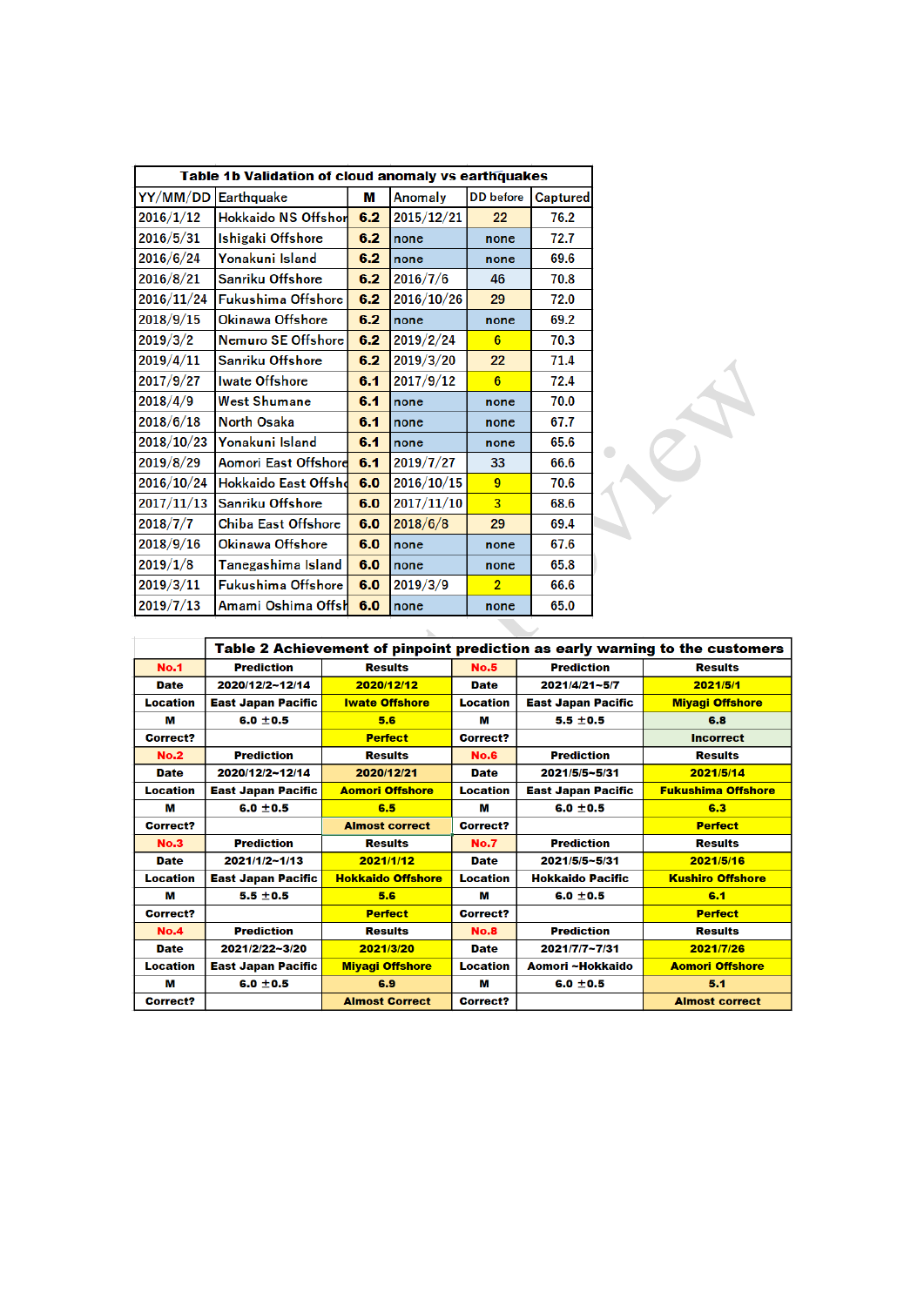**Table 1b Validation of cloud anomaly vs earthquakes**

| YY/MM/DD | Earthquake | M | Anomaly | DD before | Captured |
|---|---|---|---|---|---|
| 2016/1/12 | Hokkaido NS Offshor | 6.2 | 2015/12/21 | 22 | 76.2 |
| 2016/5/31 | Ishigaki Offshore | 6.2 | none | none | 72.7 |
| 2016/6/24 | Yonakuni Island | 6.2 | none | none | 69.6 |
| 2016/8/21 | Sanriku Offshore | 6.2 | 2016/7/6 | 46 | 70.8 |
| 2016/11/24 | Fukushima Offshore | 6.2 | 2016/10/26 | 29 | 72.0 |
| 2018/9/15 | Okinawa Offshore | 6.2 | none | none | 69.2 |
| 2019/3/2 | Nemuro SE Offshore | 6.2 | 2019/2/24 | 6 | 70.3 |
| 2019/4/11 | Sanriku Offshore | 6.2 | 2019/3/20 | 22 | 71.4 |
| 2017/9/27 | Iwate Offshore | 6.1 | 2017/9/12 | 6 | 72.4 |
| 2018/4/9 | West Shumane | 6.1 | none | none | 70.0 |
| 2018/6/18 | North Osaka | 6.1 | none | none | 67.7 |
| 2018/10/23 | Yonakuni Island | 6.1 | none | none | 65.6 |
| 2019/8/29 | Aomori East Offshore | 6.1 | 2019/7/27 | 33 | 66.6 |
| 2016/10/24 | Hokkaido East Offsho | 6.0 | 2016/10/15 | 9 | 70.6 |
| 2017/11/13 | Sanriku Offshore | 6.0 | 2017/11/10 | 3 | 68.6 |
| 2018/7/7 | Chiba East Offshore | 6.0 | 2018/6/8 | 29 | 69.4 |
| 2018/9/16 | Okinawa Offshore | 6.0 | none | none | 67.6 |
| 2019/1/8 | Tanegashima Island | 6.0 | none | none | 65.8 |
| 2019/3/11 | Fukushima Offshore | 6.0 | 2019/3/9 | 2 | 66.6 |
| 2019/7/13 | Amami Oshima Offsh | 6.0 | none | none | 65.0 |

**Table 2 Achievement of pinpoint prediction as early warning to the customers**

| | | | | | |
|---|---|---|---|---|---|
| No.1 | Prediction | Results | No.5 | Prediction | Results |
| Date | 2020/12/2~12/14 | 2020/12/12 | Date | 2021/4/21~5/7 | 2021/5/1 |
| Location | East Japan Pacific | Iwate Offshore | Location | East Japan Pacific | Miyagi Offshore |
| M | 6.0 ±0.5 | 5.6 | M | 5.5 ±0.5 | 6.8 |
| Correct? | | Perfect | Correct? | | Incorrect |
| No.2 | Prediction | Results | No.6 | Prediction | Results |
| Date | 2020/12/2~12/14 | 2020/12/21 | Date | 2021/5/5~5/31 | 2021/5/14 |
| Location | East Japan Pacific | Aomori Offshore | Location | East Japan Pacific | Fukushima Offshore |
| M | 6.0 ±0.5 | 6.5 | M | 6.0 ±0.5 | 6.3 |
| Correct? | | Almost correct | Correct? | | Perfect |
| No.3 | Prediction | Results | No.7 | Prediction | Results |
| Date | 2021/1/2~1/13 | 2021/1/12 | Date | 2021/5/5~5/31 | 2021/5/16 |
| Location | East Japan Pacific | Hokkaido Offshore | Location | Hokkaido Pacific | Kushiro Offshore |
| M | 5.5 ±0.5 | 5.6 | M | 6.0 ±0.5 | 6.1 |
| Correct? | | Perfect | Correct? | | Perfect |
| No.4 | Prediction | Results | No.8 | Prediction | Results |
| Date | 2021/2/22~3/20 | 2021/3/20 | Date | 2021/7/7~7/31 | 2021/7/26 |
| Location | East Japan Pacific | Miyagi Offshore | Location | Aomori ~Hokkaido | Aomori Offshore |
| M | 6.0 ±0.5 | 6.9 | M | 6.0 ±0.5 | 5.1 |
| Correct? | | Almost Correct | Correct? | | Almost correct |